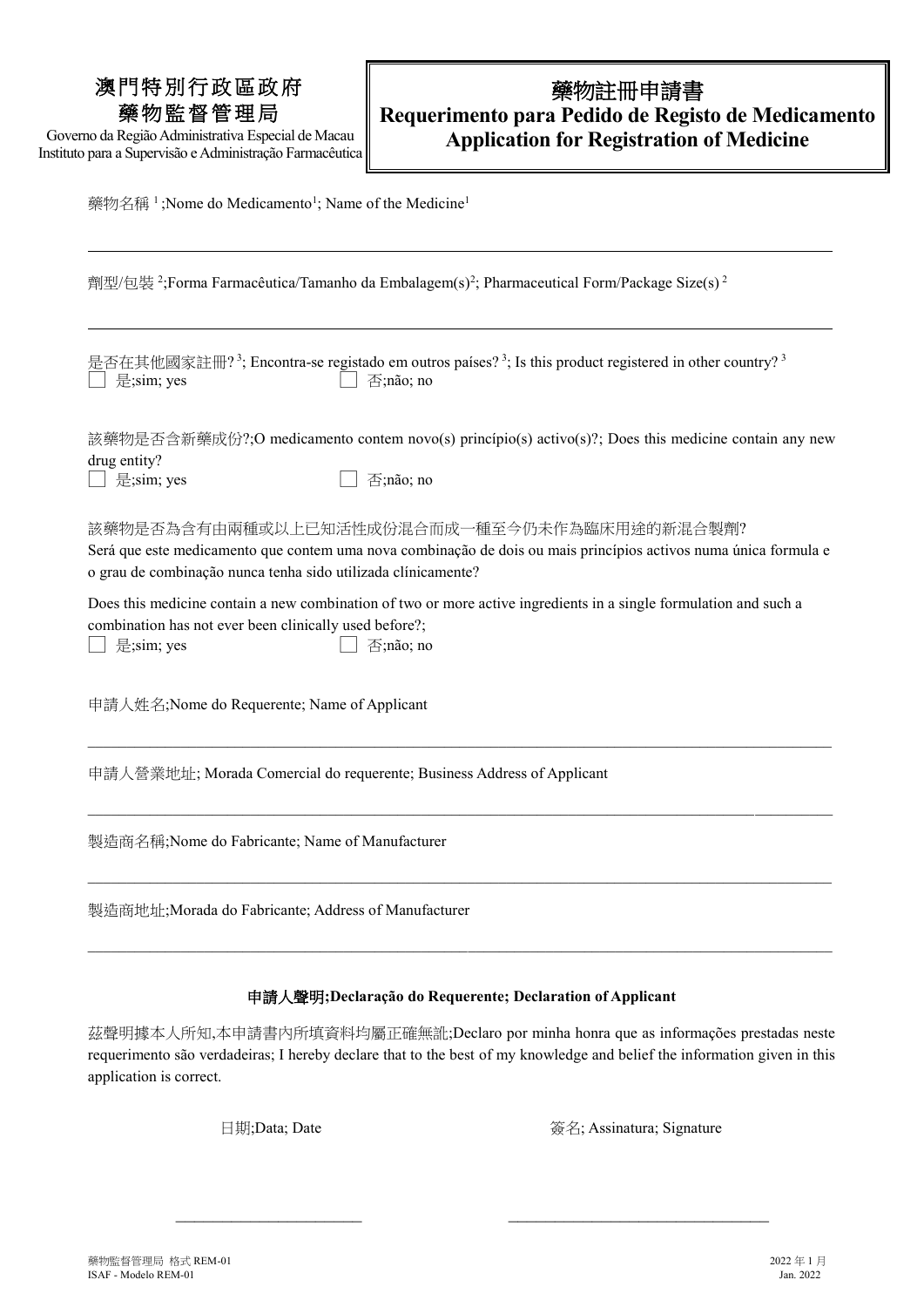澳門特別行政區政府
藥物監督管理局

Governo da Região Administrativa Especial de Macau
Instituto para a Supervisão e Administração Farmacêutica

# 藥物註冊申請書
# Requerimento para Pedido de Registo de Medicamento
# Application for Registration of Medicine

藥物名稱 [1];Nome do Medicamento[1]; Name of the Medicine[1]

______________________________________________________________________

劑型/包裝 [2];Forma Farmacêutica/Tamanho da Embalagem(s)[2]; Pharmaceutical Form/Package Size(s) [2]

______________________________________________________________________

是否在其他國家註冊? [3]; Encontra-se registado em outros países? [3]; Is this product registered in other country? [3]

☐ 是;sim; yes ☐ 否;não; no

該藥物是否含新藥成份?;O medicamento contem novo(s) princípio(s) activo(s)?; Does this medicine contain any new drug entity?

☐ 是;sim; yes ☐ 否;não; no

該藥物是否為含有由兩種或以上已知活性成份混合而成一種至今仍未作為臨床用途的新混合製劑?

Será que este medicamento que contem uma nova combinação de dois ou mais princípios activos numa única formula e o grau de combinação nunca tenha sido utilizada clínicamente?

Does this medicine contain a new combination of two or more active ingredients in a single formulation and such a combination has not ever been clinically used before?;

☐ 是;sim; yes ☐ 否;não; no

申請人姓名;Nome do Requerente; Name of Applicant

______________________________________________________________________

申請人營業地址; Morada Comercial do requerente; Business Address of Applicant

______________________________________________________________________

製造商名稱;Nome do Fabricante; Name of Manufacturer

______________________________________________________________________

製造商地址;Morada do Fabricante; Address of Manufacturer

______________________________________________________________________

### 申請人聲明;Declaração do Requerente; Declaration of Applicant

茲聲明據本人所知,本申請書內所填資料均屬正確無訛;Declaro por minha honra que as informações prestadas neste requerimento são verdadeiras; I hereby declare that to the best of my knowledge and belief the information given in this application is correct.

日期;Data; Date 簽名; Assinatura; Signature

________________________ ________________________________

藥物監督管理局 格式 REM-01
ISAF - Modelo REM-01

2022 年 1 月
Jan. 2022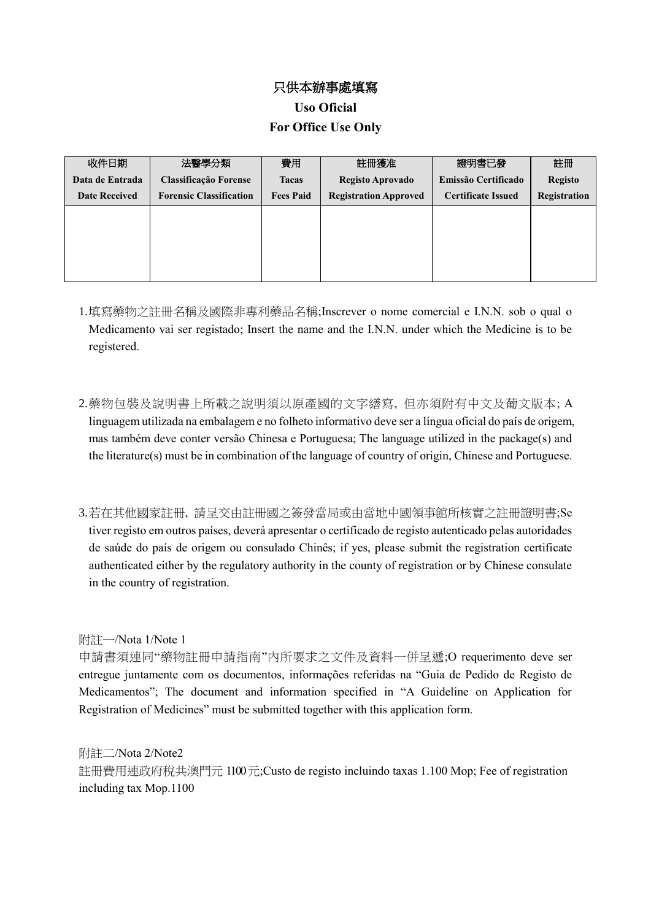# 只供本辦事處填寫
## Uso Oficial
## For Office Use Only

| 收件日期<br>Data de Entrada<br>Date Received | 法醫學分類<br>Classificação Forense<br>Forensic Classification | 費用<br>Tacas<br>Fees Paid | 註冊獲准<br>Registo Aprovado<br>Registration Approved | 證明書已發<br>Emissão Certificado<br>Certificate Issued | 註冊<br>Registo<br>Registration |
|---|---|---|---|---|---|
| | | | | | |

1. 填寫藥物之註冊名稱及國際非專利藥品名稱;Inscrever o nome comercial e I.N.N. sob o qual o Medicamento vai ser registado; Insert the name and the I.N.N. under which the Medicine is to be registered.

2. 藥物包裝及說明書上所載之說明須以原產國的文字繕寫，但亦須附有中文及葡文版本; A linguagem utilizada na embalagem e no folheto informativo deve ser a língua oficial do país de origem, mas também deve conter versão Chinesa e Portuguesa; The language utilized in the package(s) and the literature(s) must be in combination of the language of country of origin, Chinese and Portuguese.

3. 若在其他國家註冊，請呈交由註冊國之簽發當局或由當地中國領事館所核實之註冊證明書;Se tiver registo em outros países, deverá apresentar o certificado de registo autenticado pelas autoridades de saúde do país de origem ou consulado Chinês; if yes, please submit the registration certificate authenticated either by the regulatory authority in the county of registration or by Chinese consulate in the country of registration.

附註一/Nota 1/Note 1

申請書須連同"藥物註冊申請指南"內所要求之文件及資料一併呈遞;O requerimento deve ser entregue juntamente com os documentos, informações referidas na "Guia de Pedido de Registo de Medicamentos"; The document and information specified in "A Guideline on Application for Registration of Medicines" must be submitted together with this application form.

附註二/Nota 2/Note2

註冊費用連政府稅共澳門元 1100 元;Custo de registo incluindo taxas 1.100 Mop; Fee of registration including tax Mop.1100